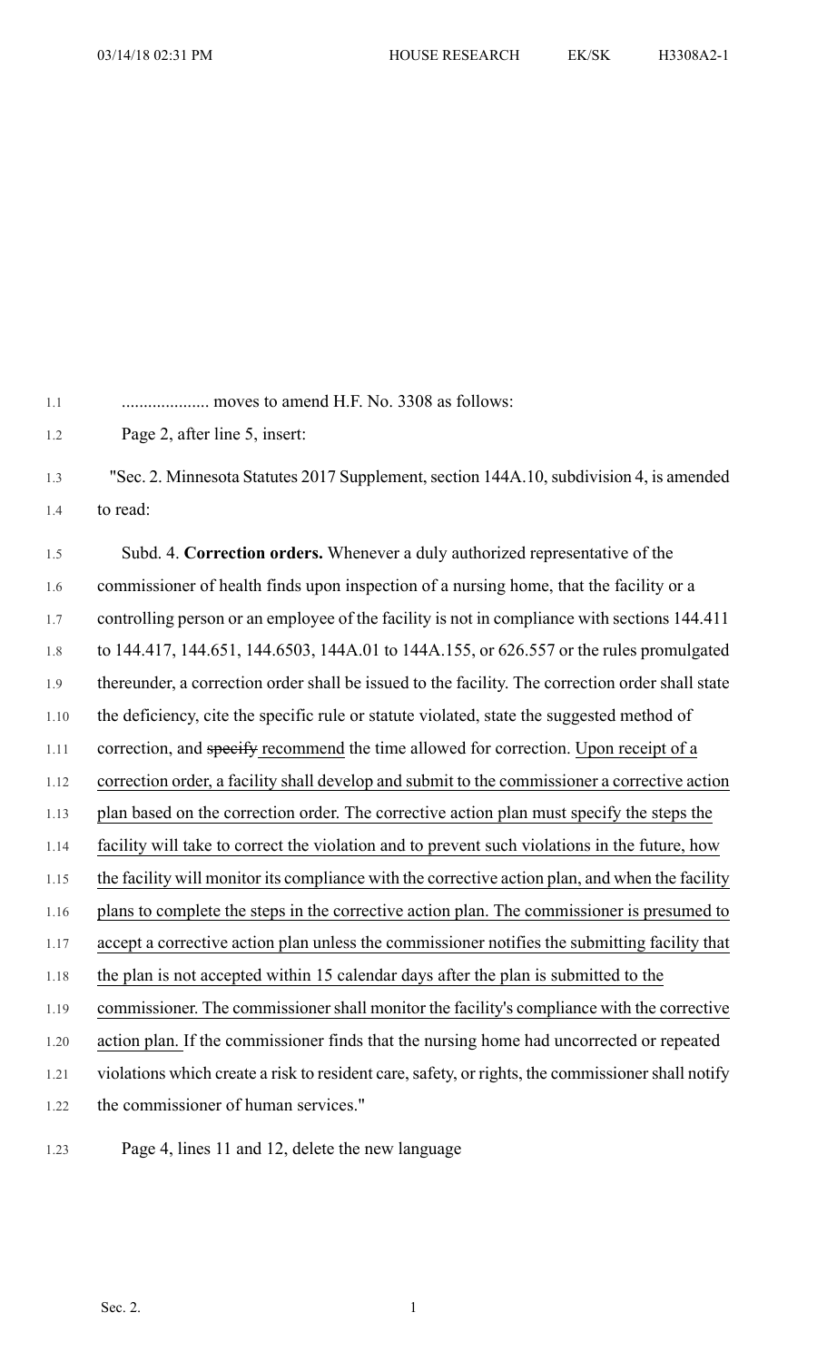.................... moves to amend H.F. No. 3308 as follows:

Page 2, after line 5, insert:

"Sec. 2. Minnesota Statutes 2017 Supplement, section 144A.10, subdivision 4, is amended to read:

Subd. 4. **Correction orders.** Whenever a duly authorized representative of the commissioner of health finds upon inspection of a nursing home, that the facility or a controlling person or an employee of the facility is not in compliance with sections 144.411 to 144.417, 144.651, 144.6503, 144A.01 to 144A.155, or 626.557 or the rules promulgated thereunder, a correction order shall be issued to the facility. The correction order shall state the deficiency, cite the specific rule or statute violated, state the suggested method of correction, and ~~specify~~ <u>recommend</u> the time allowed for correction. <u>Upon receipt of a correction order, a facility shall develop and submit to the commissioner a corrective action plan based on the correction order. The corrective action plan must specify the steps the facility will take to correct the violation and to prevent such violations in the future, how the facility will monitor its compliance with the corrective action plan, and when the facility plans to complete the steps in the corrective action plan. The commissioner is presumed to accept a corrective action plan unless the commissioner notifies the submitting facility that the plan is not accepted within 15 calendar days after the plan is submitted to the commissioner. The commissioner shall monitor the facility's compliance with the corrective action plan.</u> If the commissioner finds that the nursing home had uncorrected or repeated violations which create a risk to resident care, safety, or rights, the commissioner shall notify the commissioner of human services."

Page 4, lines 11 and 12, delete the new language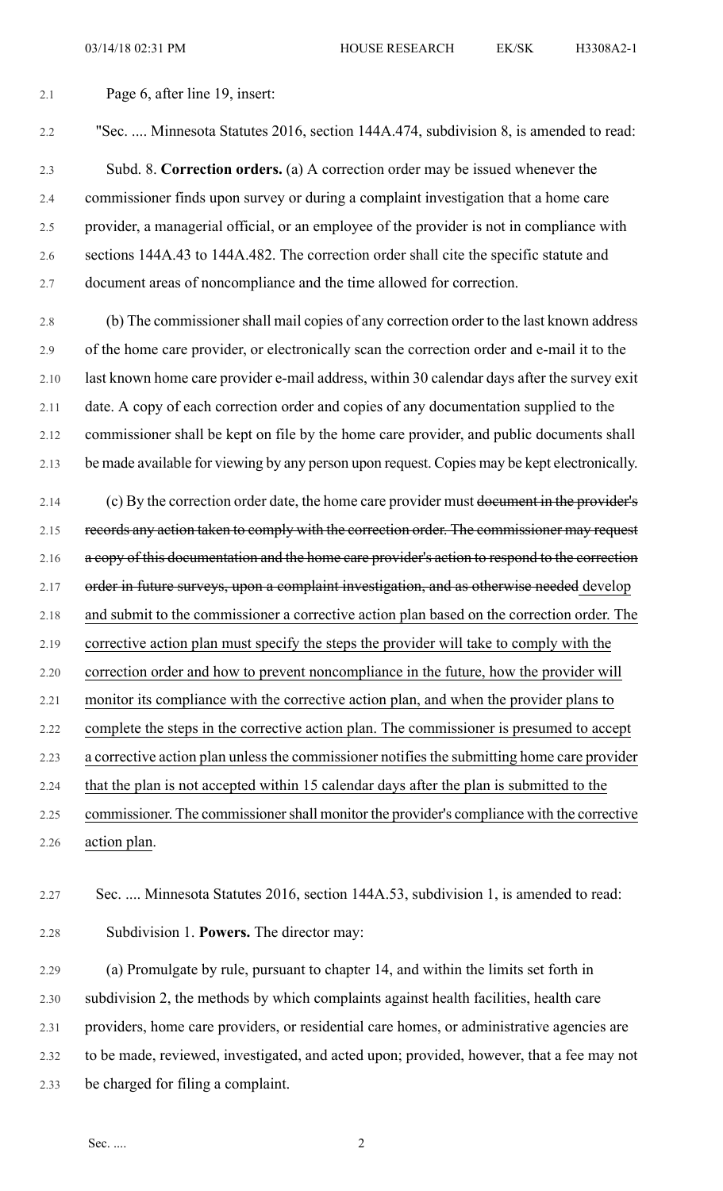Page 6, after line 19, insert:

"Sec. .... Minnesota Statutes 2016, section 144A.474, subdivision 8, is amended to read:

Subd. 8. **Correction orders.** (a) A correction order may be issued whenever the commissioner finds upon survey or during a complaint investigation that a home care provider, a managerial official, or an employee of the provider is not in compliance with sections 144A.43 to 144A.482. The correction order shall cite the specific statute and document areas of noncompliance and the time allowed for correction.

(b) The commissioner shall mail copies of any correction order to the last known address of the home care provider, or electronically scan the correction order and e-mail it to the last known home care provider e-mail address, within 30 calendar days after the survey exit date. A copy of each correction order and copies of any documentation supplied to the commissioner shall be kept on file by the home care provider, and public documents shall be made available for viewing by any person upon request. Copies may be kept electronically.

(c) By the correction order date, the home care provider must ~~document in the provider's records any action taken to comply with the correction order. The commissioner may request a copy of this documentation and the home care provider's action to respond to the correction order in future surveys, upon a complaint investigation, and as otherwise needed~~ <u>develop and submit to the commissioner a corrective action plan based on the correction order. The corrective action plan must specify the steps the provider will take to comply with the correction order and how to prevent noncompliance in the future, how the provider will monitor its compliance with the corrective action plan, and when the provider plans to complete the steps in the corrective action plan. The commissioner is presumed to accept a corrective action plan unless the commissioner notifies the submitting home care provider that the plan is not accepted within 15 calendar days after the plan is submitted to the commissioner. The commissioner shall monitor the provider's compliance with the corrective action plan</u>.

Sec. .... Minnesota Statutes 2016, section 144A.53, subdivision 1, is amended to read:

Subdivision 1. **Powers.** The director may:

(a) Promulgate by rule, pursuant to chapter 14, and within the limits set forth in subdivision 2, the methods by which complaints against health facilities, health care providers, home care providers, or residential care homes, or administrative agencies are to be made, reviewed, investigated, and acted upon; provided, however, that a fee may not be charged for filing a complaint.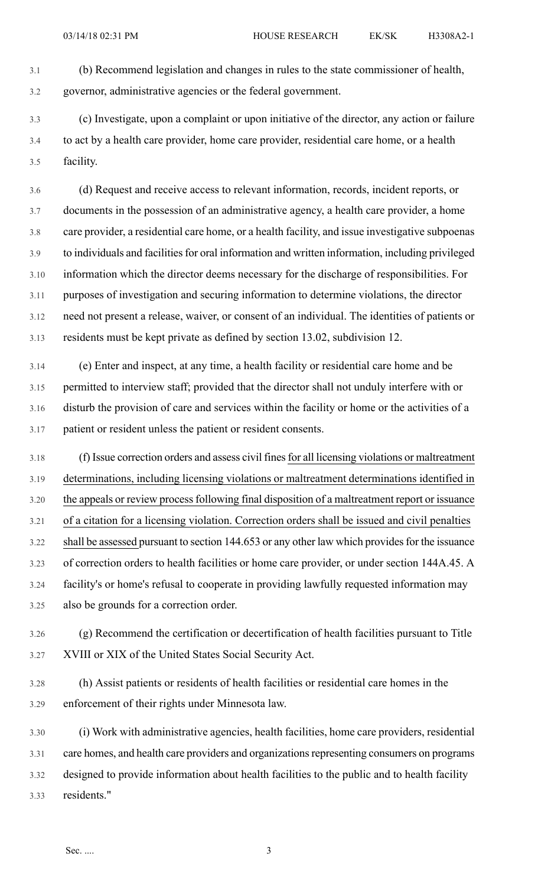(b) Recommend legislation and changes in rules to the state commissioner of health, governor, administrative agencies or the federal government.

(c) Investigate, upon a complaint or upon initiative of the director, any action or failure to act by a health care provider, home care provider, residential care home, or a health facility.

(d) Request and receive access to relevant information, records, incident reports, or documents in the possession of an administrative agency, a health care provider, a home care provider, a residential care home, or a health facility, and issue investigative subpoenas to individuals and facilities for oral information and written information, including privileged information which the director deems necessary for the discharge of responsibilities. For purposes of investigation and securing information to determine violations, the director need not present a release, waiver, or consent of an individual. The identities of patients or residents must be kept private as defined by section 13.02, subdivision 12.

(e) Enter and inspect, at any time, a health facility or residential care home and be permitted to interview staff; provided that the director shall not unduly interfere with or disturb the provision of care and services within the facility or home or the activities of a patient or resident unless the patient or resident consents.

(f) Issue correction orders and assess civil fines <u>for all licensing violations or maltreatment determinations, including licensing violations or maltreatment determinations identified in the appeals or review process following final disposition of a maltreatment report or issuance of a citation for a licensing violation. Correction orders shall be issued and civil penalties shall be assessed</u> pursuant to section 144.653 or any other law which provides for the issuance of correction orders to health facilities or home care provider, or under section 144A.45. A facility's or home's refusal to cooperate in providing lawfully requested information may also be grounds for a correction order.

(g) Recommend the certification or decertification of health facilities pursuant to Title XVIII or XIX of the United States Social Security Act.

(h) Assist patients or residents of health facilities or residential care homes in the enforcement of their rights under Minnesota law.

(i) Work with administrative agencies, health facilities, home care providers, residential care homes, and health care providers and organizations representing consumers on programs designed to provide information about health facilities to the public and to health facility residents."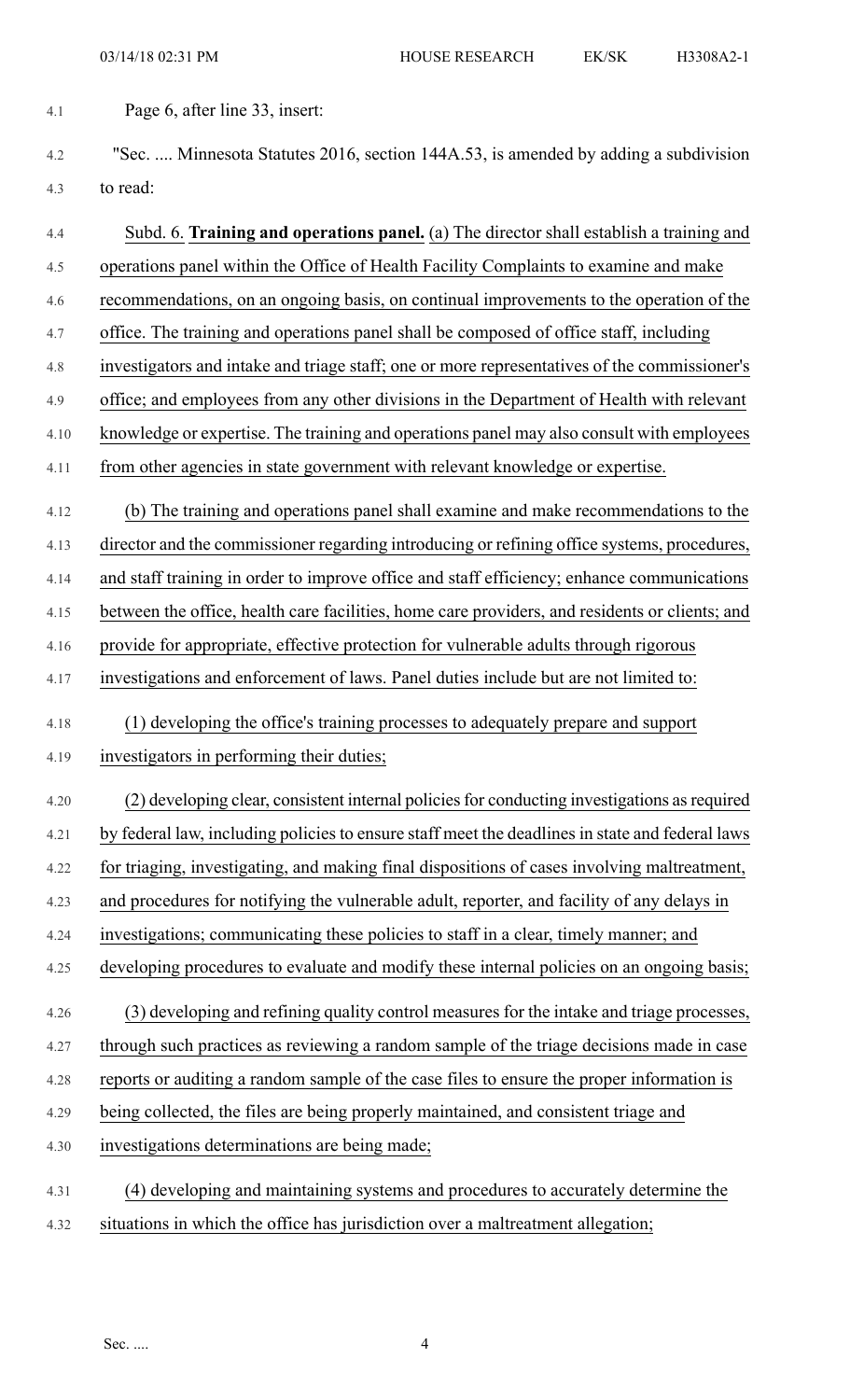Page 6, after line 33, insert:

"Sec. .... Minnesota Statutes 2016, section 144A.53, is amended by adding a subdivision to read:

Subd. 6. **Training and operations panel.** (a) The director shall establish a training and operations panel within the Office of Health Facility Complaints to examine and make recommendations, on an ongoing basis, on continual improvements to the operation of the office. The training and operations panel shall be composed of office staff, including investigators and intake and triage staff; one or more representatives of the commissioner's office; and employees from any other divisions in the Department of Health with relevant knowledge or expertise. The training and operations panel may also consult with employees from other agencies in state government with relevant knowledge or expertise.

(b) The training and operations panel shall examine and make recommendations to the director and the commissioner regarding introducing or refining office systems, procedures, and staff training in order to improve office and staff efficiency; enhance communications between the office, health care facilities, home care providers, and residents or clients; and provide for appropriate, effective protection for vulnerable adults through rigorous investigations and enforcement of laws. Panel duties include but are not limited to:

(1) developing the office's training processes to adequately prepare and support investigators in performing their duties;

(2) developing clear, consistent internal policies for conducting investigations as required by federal law, including policies to ensure staff meet the deadlines in state and federal laws for triaging, investigating, and making final dispositions of cases involving maltreatment, and procedures for notifying the vulnerable adult, reporter, and facility of any delays in investigations; communicating these policies to staff in a clear, timely manner; and developing procedures to evaluate and modify these internal policies on an ongoing basis;

(3) developing and refining quality control measures for the intake and triage processes, through such practices as reviewing a random sample of the triage decisions made in case reports or auditing a random sample of the case files to ensure the proper information is being collected, the files are being properly maintained, and consistent triage and investigations determinations are being made;

(4) developing and maintaining systems and procedures to accurately determine the situations in which the office has jurisdiction over a maltreatment allegation;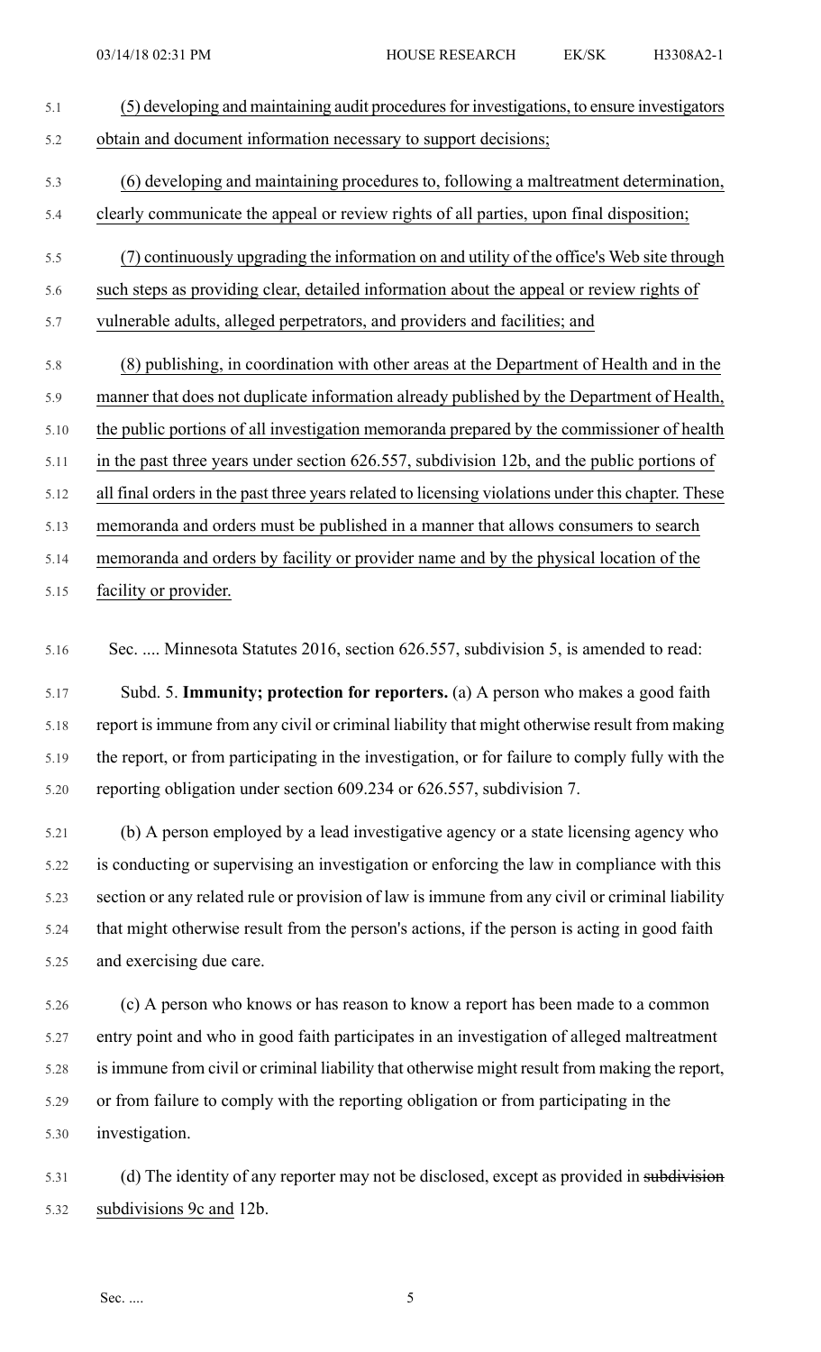(5) developing and maintaining audit procedures for investigations, to ensure investigators obtain and document information necessary to support decisions;

(6) developing and maintaining procedures to, following a maltreatment determination, clearly communicate the appeal or review rights of all parties, upon final disposition;

(7) continuously upgrading the information on and utility of the office's Web site through such steps as providing clear, detailed information about the appeal or review rights of vulnerable adults, alleged perpetrators, and providers and facilities; and

(8) publishing, in coordination with other areas at the Department of Health and in the manner that does not duplicate information already published by the Department of Health, the public portions of all investigation memoranda prepared by the commissioner of health in the past three years under section 626.557, subdivision 12b, and the public portions of all final orders in the past three years related to licensing violations under this chapter. These memoranda and orders must be published in a manner that allows consumers to search memoranda and orders by facility or provider name and by the physical location of the facility or provider.

Sec. .... Minnesota Statutes 2016, section 626.557, subdivision 5, is amended to read:

Subd. 5. **Immunity; protection for reporters.** (a) A person who makes a good faith report is immune from any civil or criminal liability that might otherwise result from making the report, or from participating in the investigation, or for failure to comply fully with the reporting obligation under section 609.234 or 626.557, subdivision 7.

(b) A person employed by a lead investigative agency or a state licensing agency who is conducting or supervising an investigation or enforcing the law in compliance with this section or any related rule or provision of law is immune from any civil or criminal liability that might otherwise result from the person's actions, if the person is acting in good faith and exercising due care.

(c) A person who knows or has reason to know a report has been made to a common entry point and who in good faith participates in an investigation of alleged maltreatment is immune from civil or criminal liability that otherwise might result from making the report, or from failure to comply with the reporting obligation or from participating in the investigation.

(d) The identity of any reporter may not be disclosed, except as provided in ~~subdivision~~ subdivisions 9c and 12b.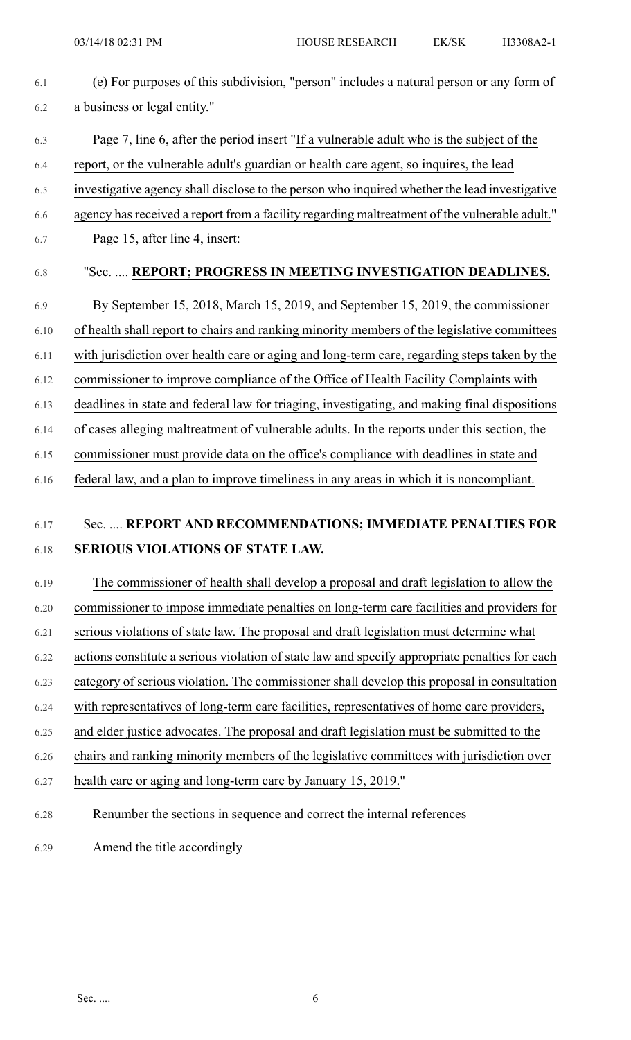(e) For purposes of this subdivision, "person" includes a natural person or any form of a business or legal entity."

Page 7, line 6, after the period insert "If a vulnerable adult who is the subject of the report, or the vulnerable adult's guardian or health care agent, so inquires, the lead investigative agency shall disclose to the person who inquired whether the lead investigative agency has received a report from a facility regarding maltreatment of the vulnerable adult."

Page 15, after line 4, insert:

"Sec. .... **REPORT; PROGRESS IN MEETING INVESTIGATION DEADLINES.**

By September 15, 2018, March 15, 2019, and September 15, 2019, the commissioner of health shall report to chairs and ranking minority members of the legislative committees with jurisdiction over health care or aging and long-term care, regarding steps taken by the commissioner to improve compliance of the Office of Health Facility Complaints with deadlines in state and federal law for triaging, investigating, and making final dispositions of cases alleging maltreatment of vulnerable adults. In the reports under this section, the commissioner must provide data on the office's compliance with deadlines in state and federal law, and a plan to improve timeliness in any areas in which it is noncompliant.

Sec. .... **REPORT AND RECOMMENDATIONS; IMMEDIATE PENALTIES FOR SERIOUS VIOLATIONS OF STATE LAW.**

The commissioner of health shall develop a proposal and draft legislation to allow the commissioner to impose immediate penalties on long-term care facilities and providers for serious violations of state law. The proposal and draft legislation must determine what actions constitute a serious violation of state law and specify appropriate penalties for each category of serious violation. The commissioner shall develop this proposal in consultation with representatives of long-term care facilities, representatives of home care providers, and elder justice advocates. The proposal and draft legislation must be submitted to the chairs and ranking minority members of the legislative committees with jurisdiction over health care or aging and long-term care by January 15, 2019."

Renumber the sections in sequence and correct the internal references

Amend the title accordingly